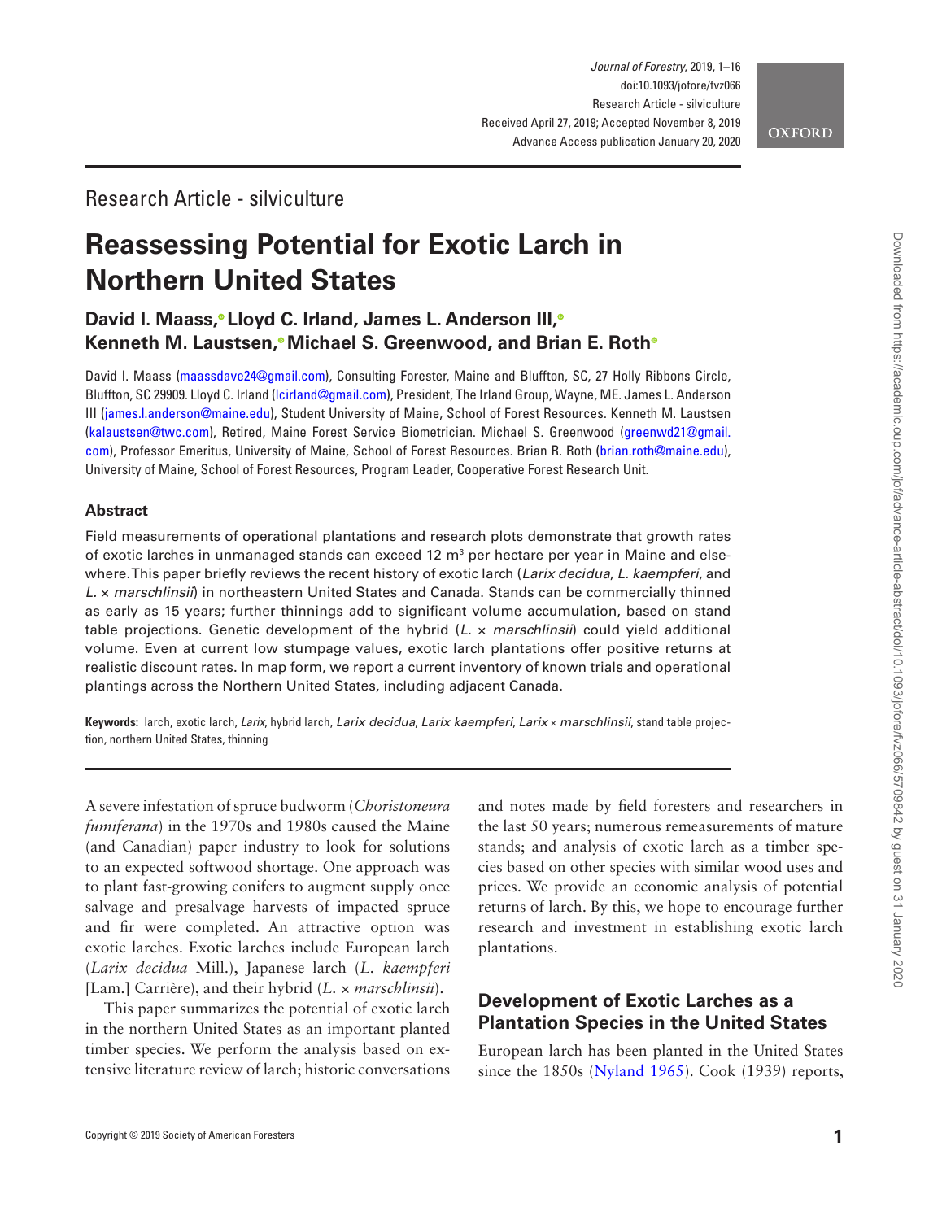Research Article - silviculture

# Reassessing Potential for Exotic Larch in Northern United States

**David I. Maass, Lloyd C. Irland, James L. Anderson III, Kenneth M. Laustsen, Michael S. Greenwood, and Brian E. Roth**

David I. Maass (maassdave24@gmail.com), Consulting Forester, Maine and Bluffton, SC, 27 Holly Ribbons Circle, Bluffton, SC 29909. Lloyd C. Irland (lcirland@gmail.com), President, The Irland Group, Wayne, ME. James L. Anderson III (james.l.anderson@maine.edu), Student University of Maine, School of Forest Resources. Kenneth M. Laustsen (kalaustsen@twc.com), Retired, Maine Forest Service Biometrician. Michael S. Greenwood (greenwd21@gmail.com), Professor Emeritus, University of Maine, School of Forest Resources. Brian R. Roth (brian.roth@maine.edu), University of Maine, School of Forest Resources, Program Leader, Cooperative Forest Research Unit.

## Abstract

Field measurements of operational plantations and research plots demonstrate that growth rates of exotic larches in unmanaged stands can exceed 12 $m^3$ per hectare per year in Maine and elsewhere. This paper briefly reviews the recent history of exotic larch (*Larix decidua*, *L. kaempferi*, and *L.* × *marschlinsii*) in northeastern United States and Canada. Stands can be commercially thinned as early as 15 years; further thinnings add to significant volume accumulation, based on stand table projections. Genetic development of the hybrid (*L.* × *marschlinsii*) could yield additional volume. Even at current low stumpage values, exotic larch plantations offer positive returns at realistic discount rates. In map form, we report a current inventory of known trials and operational plantings across the Northern United States, including adjacent Canada.

**Keywords:** larch, exotic larch, *Larix*, hybrid larch, *Larix decidua*, *Larix kaempferi*, *Larix* × *marschlinsii*, stand table projection, northern United States, thinning

A severe infestation of spruce budworm (*Choristoneura fumiferana*) in the 1970s and 1980s caused the Maine (and Canadian) paper industry to look for solutions to an expected softwood shortage. One approach was to plant fast-growing conifers to augment supply once salvage and presalvage harvests of impacted spruce and fir were completed. An attractive option was exotic larches. Exotic larches include European larch (*Larix decidua* Mill.), Japanese larch (*L. kaempferi* [Lam.] Carrière), and their hybrid (*L.* × *marschlinsii*).

This paper summarizes the potential of exotic larch in the northern United States as an important planted timber species. We perform the analysis based on extensive literature review of larch; historic conversations and notes made by field foresters and researchers in the last 50 years; numerous remeasurements of mature stands; and analysis of exotic larch as a timber species based on other species with similar wood uses and prices. We provide an economic analysis of potential returns of larch. By this, we hope to encourage further research and investment in establishing exotic larch plantations.

## Development of Exotic Larches as a Plantation Species in the United States

European larch has been planted in the United States since the 1850s (Nyland 1965). Cook (1939) reports,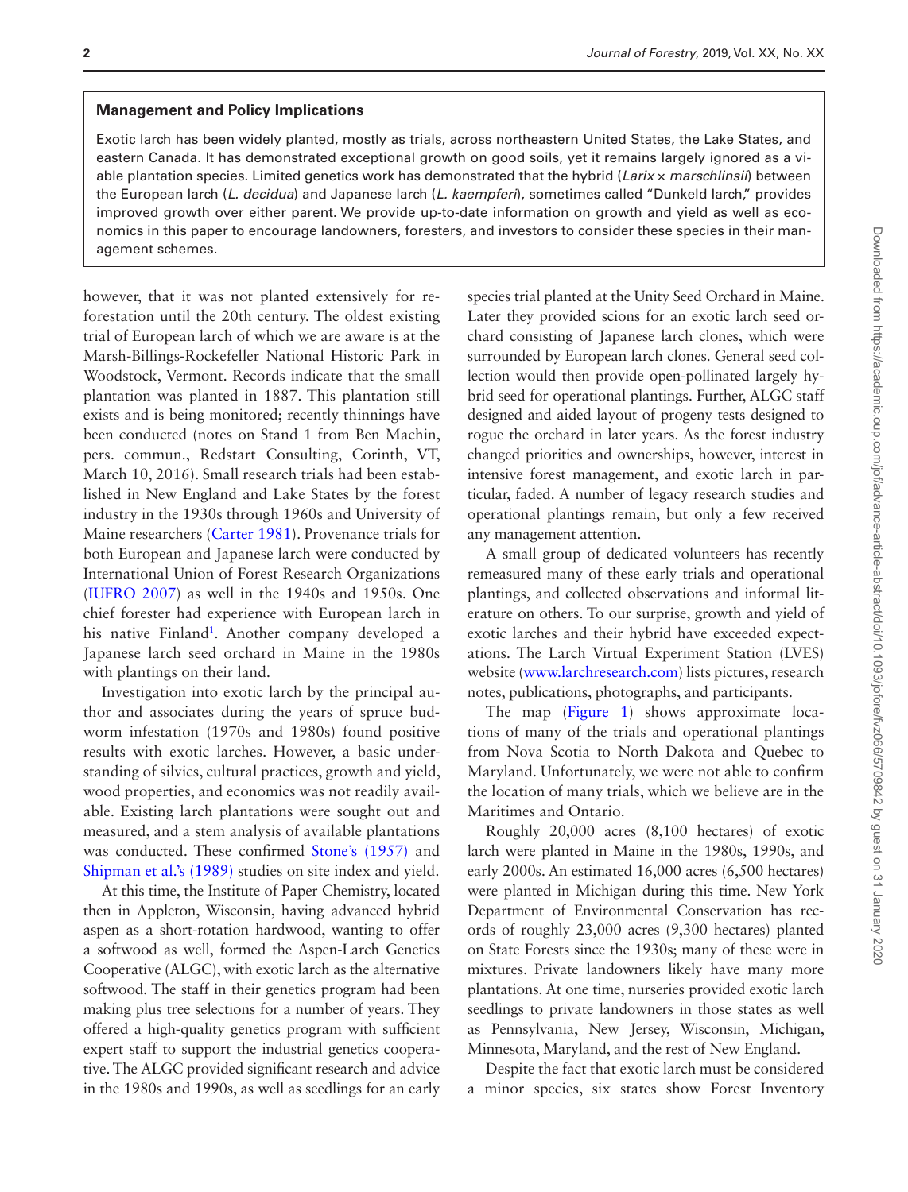## Management and Policy Implications

Exotic larch has been widely planted, mostly as trials, across northeastern United States, the Lake States, and eastern Canada. It has demonstrated exceptional growth on good soils, yet it remains largely ignored as a viable plantation species. Limited genetics work has demonstrated that the hybrid (*Larix* × *marschlinsii*) between the European larch (*L. decidua*) and Japanese larch (*L. kaempferi*), sometimes called "Dunkeld larch," provides improved growth over either parent. We provide up-to-date information on growth and yield as well as economics in this paper to encourage landowners, foresters, and investors to consider these species in their management schemes.

however, that it was not planted extensively for reforestation until the 20th century. The oldest existing trial of European larch of which we are aware is at the Marsh-Billings-Rockefeller National Historic Park in Woodstock, Vermont. Records indicate that the small plantation was planted in 1887. This plantation still exists and is being monitored; recently thinnings have been conducted (notes on Stand 1 from Ben Machin, pers. commun., Redstart Consulting, Corinth, VT, March 10, 2016). Small research trials had been established in New England and Lake States by the forest industry in the 1930s through 1960s and University of Maine researchers (Carter 1981). Provenance trials for both European and Japanese larch were conducted by International Union of Forest Research Organizations (IUFRO 2007) as well in the 1940s and 1950s. One chief forester had experience with European larch in his native Finland[1]. Another company developed a Japanese larch seed orchard in Maine in the 1980s with plantings on their land.

Investigation into exotic larch by the principal author and associates during the years of spruce budworm infestation (1970s and 1980s) found positive results with exotic larches. However, a basic understanding of silvics, cultural practices, growth and yield, wood properties, and economics was not readily available. Existing larch plantations were sought out and measured, and a stem analysis of available plantations was conducted. These confirmed Stone's (1957) and Shipman et al.'s (1989) studies on site index and yield.

At this time, the Institute of Paper Chemistry, located then in Appleton, Wisconsin, having advanced hybrid aspen as a short-rotation hardwood, wanting to offer a softwood as well, formed the Aspen-Larch Genetics Cooperative (ALGC), with exotic larch as the alternative softwood. The staff in their genetics program had been making plus tree selections for a number of years. They offered a high-quality genetics program with sufficient expert staff to support the industrial genetics cooperative. The ALGC provided significant research and advice in the 1980s and 1990s, as well as seedlings for an early species trial planted at the Unity Seed Orchard in Maine. Later they provided scions for an exotic larch seed orchard consisting of Japanese larch clones, which were surrounded by European larch clones. General seed collection would then provide open-pollinated largely hybrid seed for operational plantings. Further, ALGC staff designed and aided layout of progeny tests designed to rogue the orchard in later years. As the forest industry changed priorities and ownerships, however, interest in intensive forest management, and exotic larch in particular, faded. A number of legacy research studies and operational plantings remain, but only a few received any management attention.

A small group of dedicated volunteers has recently remeasured many of these early trials and operational plantings, and collected observations and informal literature on others. To our surprise, growth and yield of exotic larches and their hybrid have exceeded expectations. The Larch Virtual Experiment Station (LVES) website (www.larchresearch.com) lists pictures, research notes, publications, photographs, and participants.

The map (Figure 1) shows approximate locations of many of the trials and operational plantings from Nova Scotia to North Dakota and Quebec to Maryland. Unfortunately, we were not able to confirm the location of many trials, which we believe are in the Maritimes and Ontario.

Roughly 20,000 acres (8,100 hectares) of exotic larch were planted in Maine in the 1980s, 1990s, and early 2000s. An estimated 16,000 acres (6,500 hectares) were planted in Michigan during this time. New York Department of Environmental Conservation has records of roughly 23,000 acres (9,300 hectares) planted on State Forests since the 1930s; many of these were in mixtures. Private landowners likely have many more plantations. At one time, nurseries provided exotic larch seedlings to private landowners in those states as well as Pennsylvania, New Jersey, Wisconsin, Michigan, Minnesota, Maryland, and the rest of New England.

Despite the fact that exotic larch must be considered a minor species, six states show Forest Inventory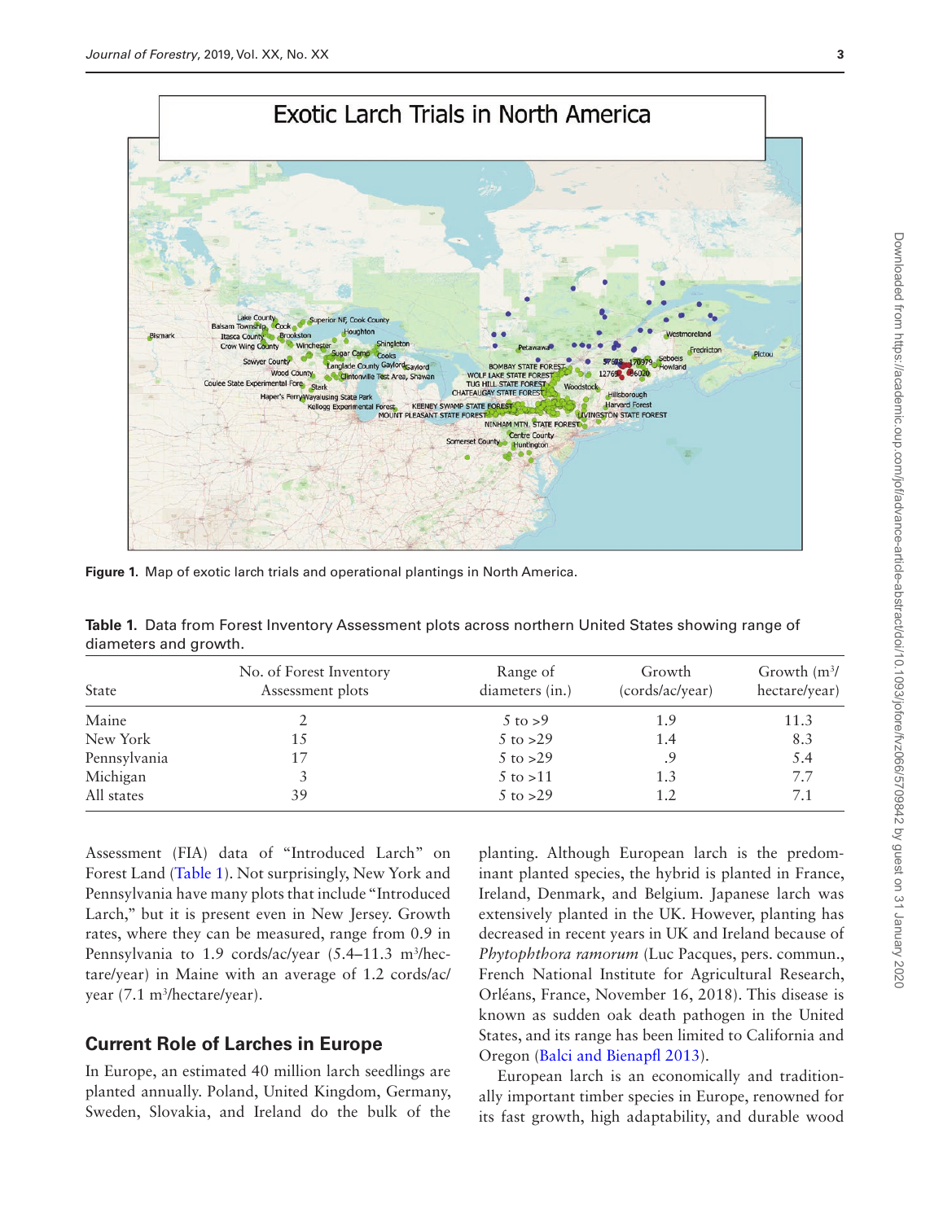Figure 1. Map of exotic larch trials and operational plantings in North America.

Table 1. Data from Forest Inventory Assessment plots across northern United States showing range of diameters and growth.

| State | No. of Forest Inventory Assessment plots | Range of diameters (in.) | Growth (cords/ac/year) | Growth ($m^3$/hectare/year) |
|---|---|---|---|---|
| Maine | 2 | 5 to >9 | 1.9 | 11.3 |
| New York | 15 | 5 to >29 | 1.4 | 8.3 |
| Pennsylvania | 17 | 5 to >29 | .9 | 5.4 |
| Michigan | 3 | 5 to >11 | 1.3 | 7.7 |
| All states | 39 | 5 to >29 | 1.2 | 7.1 |

Assessment (FIA) data of "Introduced Larch" on Forest Land (Table 1). Not surprisingly, New York and Pennsylvania have many plots that include "Introduced Larch," but it is present even in New Jersey. Growth rates, where they can be measured, range from 0.9 in Pennsylvania to 1.9 cords/ac/year (5.4–11.3 $m^3$/hectare/year) in Maine with an average of 1.2 cords/ac/year (7.1 $m^3$/hectare/year).

## Current Role of Larches in Europe

In Europe, an estimated 40 million larch seedlings are planted annually. Poland, United Kingdom, Germany, Sweden, Slovakia, and Ireland do the bulk of the planting. Although European larch is the predominant planted species, the hybrid is planted in France, Ireland, Denmark, and Belgium. Japanese larch was extensively planted in the UK. However, planting has decreased in recent years in UK and Ireland because of *Phytophthora ramorum* (Luc Pacques, pers. commun., French National Institute for Agricultural Research, Orléans, France, November 16, 2018). This disease is known as sudden oak death pathogen in the United States, and its range has been limited to California and Oregon (Balci and Bienapfl 2013).

European larch is an economically and traditionally important timber species in Europe, renowned for its fast growth, high adaptability, and durable wood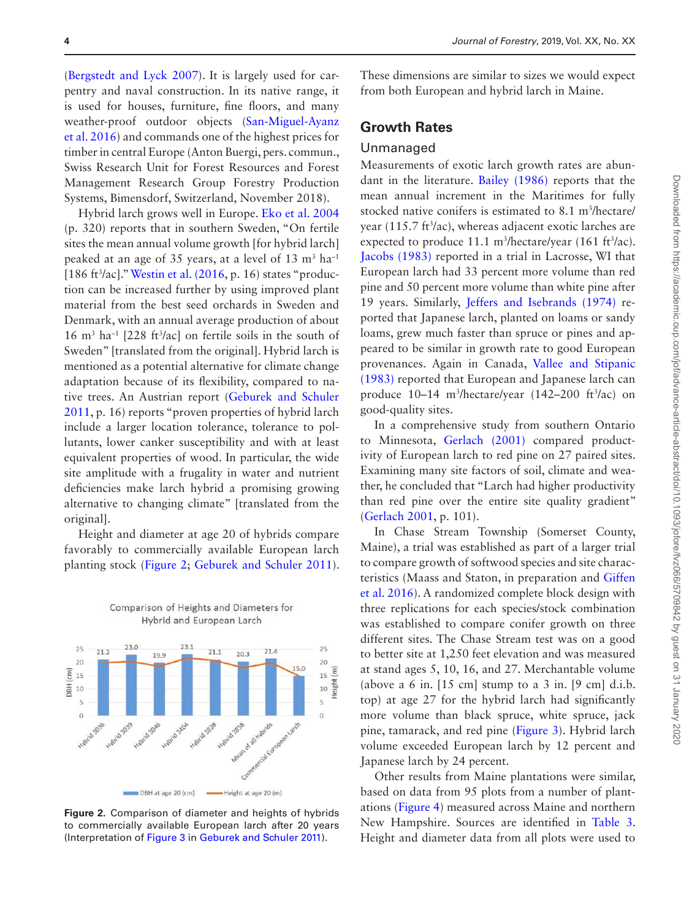(Bergstedt and Lyck 2007). It is largely used for carpentry and naval construction. In its native range, it is used for houses, furniture, fine floors, and many weather-proof outdoor objects (San-Miguel-Ayanz et al. 2016) and commands one of the highest prices for timber in central Europe (Anton Buergi, pers. commun., Swiss Research Unit for Forest Resources and Forest Management Research Group Forestry Production Systems, Bimensdorf, Switzerland, November 2018).

Hybrid larch grows well in Europe. Eko et al. 2004 (p. 320) reports that in southern Sweden, "On fertile sites the mean annual volume growth [for hybrid larch] peaked at an age of 35 years, at a level of 13 m$^3$ ha$^{-1}$ [186 ft$^3$/ac]." Westin et al. (2016, p. 16) states "production can be increased further by using improved plant material from the best seed orchards in Sweden and Denmark, with an annual average production of about 16 m$^3$ ha$^{-1}$ [228 ft$^3$/ac] on fertile soils in the south of Sweden" [translated from the original]. Hybrid larch is mentioned as a potential alternative for climate change adaptation because of its flexibility, compared to native trees. An Austrian report (Geburek and Schuler 2011, p. 16) reports "proven properties of hybrid larch include a larger location tolerance, tolerance to pollutants, lower canker susceptibility and with at least equivalent properties of wood. In particular, the wide site amplitude with a frugality in water and nutrient deficiencies make larch hybrid a promising growing alternative to changing climate" [translated from the original].

Height and diameter at age 20 of hybrids compare favorably to commercially available European larch planting stock (Figure 2; Geburek and Schuler 2011).

**Figure 2.** Comparison of diameter and heights of hybrids to commercially available European larch after 20 years (Interpretation of Figure 3 in Geburek and Schuler 2011).

These dimensions are similar to sizes we would expect from both European and hybrid larch in Maine.

## Growth Rates

### Unmanaged

Measurements of exotic larch growth rates are abundant in the literature. Bailey (1986) reports that the mean annual increment in the Maritimes for fully stocked native conifers is estimated to 8.1 m$^3$/hectare/year (115.7 ft$^3$/ac), whereas adjacent exotic larches are expected to produce 11.1 m$^3$/hectare/year (161 ft$^3$/ac). Jacobs (1983) reported in a trial in Lacrosse, WI that European larch had 33 percent more volume than red pine and 50 percent more volume than white pine after 19 years. Similarly, Jeffers and Isebrands (1974) reported that Japanese larch, planted on loams or sandy loams, grew much faster than spruce or pines and appeared to be similar in growth rate to good European provenances. Again in Canada, Vallee and Stipanic (1983) reported that European and Japanese larch can produce 10–14 m$^3$/hectare/year (142–200 ft$^3$/ac) on good-quality sites.

In a comprehensive study from southern Ontario to Minnesota, Gerlach (2001) compared productivity of European larch to red pine on 27 paired sites. Examining many site factors of soil, climate and weather, he concluded that "Larch had higher productivity than red pine over the entire site quality gradient" (Gerlach 2001, p. 101).

In Chase Stream Township (Somerset County, Maine), a trial was established as part of a larger trial to compare growth of softwood species and site characteristics (Maass and Staton, in preparation and Giffen et al. 2016). A randomized complete block design with three replications for each species/stock combination was established to compare conifer growth on three different sites. The Chase Stream test was on a good to better site at 1,250 feet elevation and was measured at stand ages 5, 10, 16, and 27. Merchantable volume (above a 6 in. [15 cm] stump to a 3 in. [9 cm] d.i.b. top) at age 27 for the hybrid larch had significantly more volume than black spruce, white spruce, jack pine, tamarack, and red pine (Figure 3). Hybrid larch volume exceeded European larch by 12 percent and Japanese larch by 24 percent.

Other results from Maine plantations were similar, based on data from 95 plots from a number of plantations (Figure 4) measured across Maine and northern New Hampshire. Sources are identified in Table 3. Height and diameter data from all plots were used to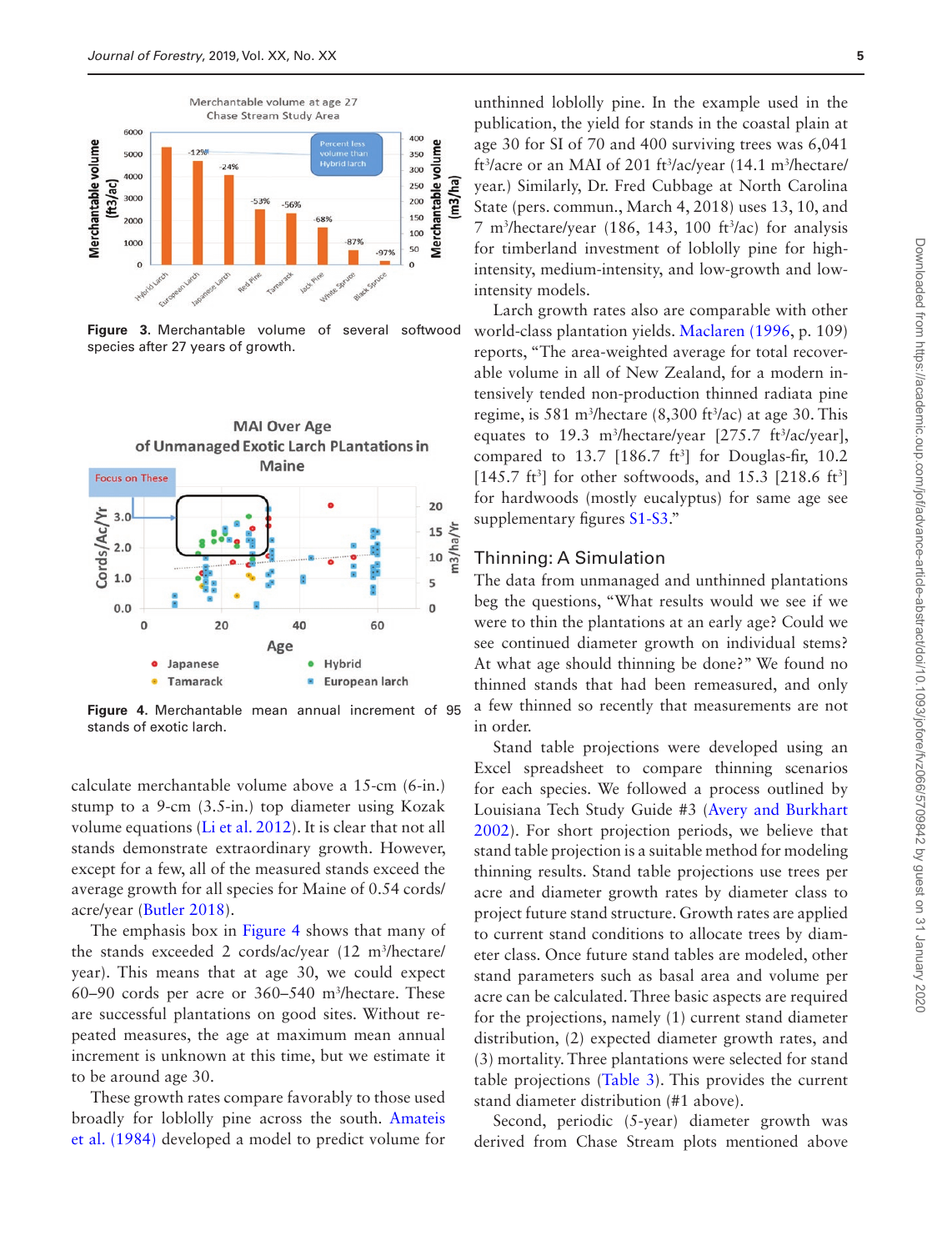Figure 3. Merchantable volume of several softwood species after 27 years of growth.

Figure 4. Merchantable mean annual increment of 95 stands of exotic larch.

calculate merchantable volume above a 15-cm (6-in.) stump to a 9-cm (3.5-in.) top diameter using Kozak volume equations (Li et al. 2012). It is clear that not all stands demonstrate extraordinary growth. However, except for a few, all of the measured stands exceed the average growth for all species for Maine of 0.54 cords/acre/year (Butler 2018).

The emphasis box in Figure 4 shows that many of the stands exceeded 2 cords/ac/year (12 m³/hectare/year). This means that at age 30, we could expect 60–90 cords per acre or 360–540 m³/hectare. These are successful plantations on good sites. Without repeated measures, the age at maximum mean annual increment is unknown at this time, but we estimate it to be around age 30.

These growth rates compare favorably to those used broadly for loblolly pine across the south. Amateis et al. (1984) developed a model to predict volume for unthinned loblolly pine. In the example used in the publication, the yield for stands in the coastal plain at age 30 for SI of 70 and 400 surviving trees was 6,041 ft³/acre or an MAI of 201 ft³/ac/year (14.1 m³/hectare/year.) Similarly, Dr. Fred Cubbage at North Carolina State (pers. commun., March 4, 2018) uses 13, 10, and 7 m³/hectare/year (186, 143, 100 ft³/ac) for analysis for timberland investment of loblolly pine for high-intensity, medium-intensity, and low-growth and low-intensity models.

Larch growth rates also are comparable with other world-class plantation yields. Maclaren (1996, p. 109) reports, "The area-weighted average for total recoverable volume in all of New Zealand, for a modern intensively tended non-production thinned radiata pine regime, is 581 m³/hectare (8,300 ft³/ac) at age 30. This equates to 19.3 m³/hectare/year [275.7 ft³/ac/year], compared to 13.7 [186.7 ft³] for Douglas-fir, 10.2 [145.7 ft³] for other softwoods, and 15.3 [218.6 ft³] for hardwoods (mostly eucalyptus) for same age see supplementary figures S1-S3."

## Thinning: A Simulation

The data from unmanaged and unthinned plantations beg the questions, "What results would we see if we were to thin the plantations at an early age? Could we see continued diameter growth on individual stems? At what age should thinning be done?" We found no thinned stands that had been remeasured, and only a few thinned so recently that measurements are not in order.

Stand table projections were developed using an Excel spreadsheet to compare thinning scenarios for each species. We followed a process outlined by Louisiana Tech Study Guide #3 (Avery and Burkhart 2002). For short projection periods, we believe that stand table projection is a suitable method for modeling thinning results. Stand table projections use trees per acre and diameter growth rates by diameter class to project future stand structure. Growth rates are applied to current stand conditions to allocate trees by diameter class. Once future stand tables are modeled, other stand parameters such as basal area and volume per acre can be calculated. Three basic aspects are required for the projections, namely (1) current stand diameter distribution, (2) expected diameter growth rates, and (3) mortality. Three plantations were selected for stand table projections (Table 3). This provides the current stand diameter distribution (#1 above).

Second, periodic (5-year) diameter growth was derived from Chase Stream plots mentioned above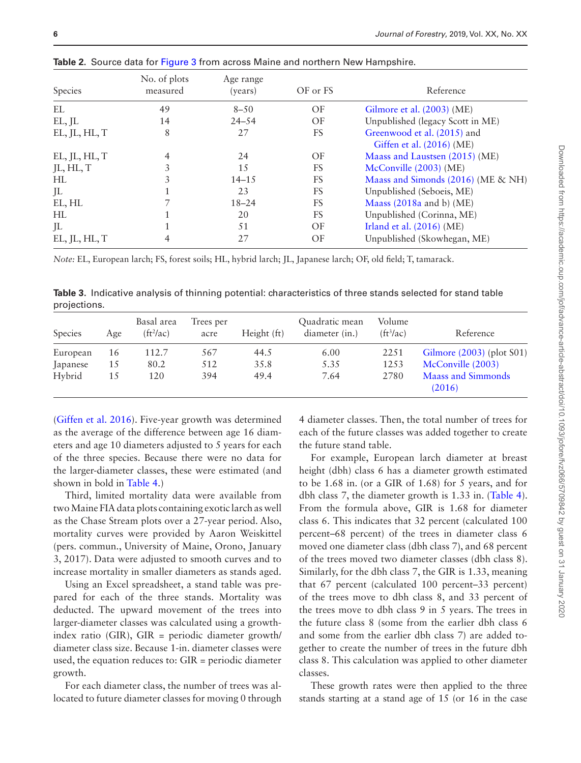**Table 2.** Source data for Figure 3 from across Maine and northern New Hampshire.

| Species | No. of plots measured | Age range (years) | OF or FS | Reference |
|---|---|---|---|---|
| EL | 49 | 8–50 | OF | Gilmore et al. (2003) (ME) |
| EL, JL | 14 | 24–54 | OF | Unpublished (legacy Scott in ME) |
| EL, JL, HL, T | 8 | 27 | FS | Greenwood et al. (2015) and Giffen et al. (2016) (ME) |
| EL, JL, HL, T | 4 | 24 | OF | Maass and Laustsen (2015) (ME) |
| JL, HL, T | 3 | 15 | FS | McConville (2003) (ME) |
| HL | 3 | 14–15 | FS | Maass and Simonds (2016) (ME & NH) |
| JL | 1 | 23 | FS | Unpublished (Seboeis, ME) |
| EL, HL | 7 | 18–24 | FS | Maass (2018a and b) (ME) |
| HL | 1 | 20 | FS | Unpublished (Corinna, ME) |
| JL | 1 | 51 | OF | Irland et al. (2016) (ME) |
| EL, JL, HL, T | 4 | 27 | OF | Unpublished (Skowhegan, ME) |

*Note:* EL, European larch; FS, forest soils; HL, hybrid larch; JL, Japanese larch; OF, old field; T, tamarack.

**Table 3.** Indicative analysis of thinning potential: characteristics of three stands selected for stand table projections.

| Species | Age | Basal area (ft²/ac) | Trees per acre | Height (ft) | Quadratic mean diameter (in.) | Volume (ft³/ac) | Reference |
|---|---|---|---|---|---|---|---|
| European | 16 | 112.7 | 567 | 44.5 | 6.00 | 2251 | Gilmore (2003) (plot S01) |
| Japanese | 15 | 80.2 | 512 | 35.8 | 5.35 | 1253 | McConville (2003) |
| Hybrid | 15 | 120 | 394 | 49.4 | 7.64 | 2780 | Maass and Simmonds (2016) |

(Giffen et al. 2016). Five-year growth was determined as the average of the difference between age 16 diameters and age 10 diameters adjusted to 5 years for each of the three species. Because there were no data for the larger-diameter classes, these were estimated (and shown in bold in Table 4.)

Third, limited mortality data were available from two Maine FIA data plots containing exotic larch as well as the Chase Stream plots over a 27-year period. Also, mortality curves were provided by Aaron Weiskittel (pers. commun., University of Maine, Orono, January 3, 2017). Data were adjusted to smooth curves and to increase mortality in smaller diameters as stands aged.

Using an Excel spreadsheet, a stand table was prepared for each of the three stands. Mortality was deducted. The upward movement of the trees into larger-diameter classes was calculated using a growth-index ratio (GIR), GIR = periodic diameter growth/diameter class size. Because 1-in. diameter classes were used, the equation reduces to: GIR = periodic diameter growth.

For each diameter class, the number of trees was allocated to future diameter classes for moving 0 through 4 diameter classes. Then, the total number of trees for each of the future classes was added together to create the future stand table.

For example, European larch diameter at breast height (dbh) class 6 has a diameter growth estimated to be 1.68 in. (or a GIR of 1.68) for 5 years, and for dbh class 7, the diameter growth is 1.33 in. (Table 4). From the formula above, GIR is 1.68 for diameter class 6. This indicates that 32 percent (calculated 100 percent–68 percent) of the trees in diameter class 6 moved one diameter class (dbh class 7), and 68 percent of the trees moved two diameter classes (dbh class 8). Similarly, for the dbh class 7, the GIR is 1.33, meaning that 67 percent (calculated 100 percent–33 percent) of the trees move to dbh class 8, and 33 percent of the trees move to dbh class 9 in 5 years. The trees in the future class 8 (some from the earlier dbh class 6 and some from the earlier dbh class 7) are added together to create the number of trees in the future dbh class 8. This calculation was applied to other diameter classes.

These growth rates were then applied to the three stands starting at a stand age of 15 (or 16 in the case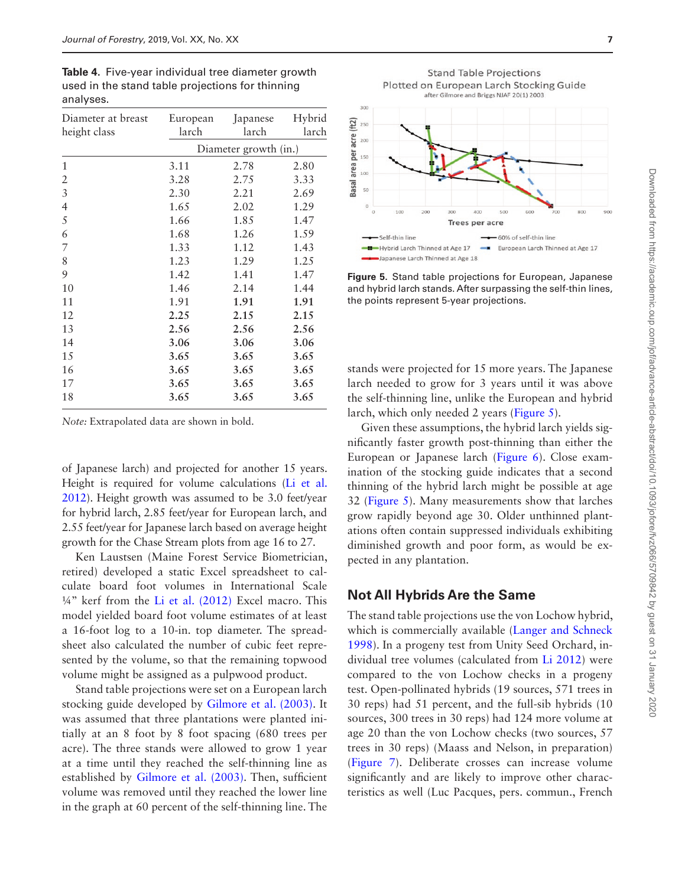**Table 4.** Five-year individual tree diameter growth used in the stand table projections for thinning analyses.

| Diameter at breast height class | European larch | Japanese larch | Hybrid larch |
|---|---|---|---|
| | Diameter growth (in.) | | |
| 1 | 3.11 | 2.78 | 2.80 |
| 2 | 3.28 | 2.75 | 3.33 |
| 3 | 2.30 | 2.21 | 2.69 |
| 4 | 1.65 | 2.02 | 1.29 |
| 5 | 1.66 | 1.85 | 1.47 |
| 6 | 1.68 | 1.26 | 1.59 |
| 7 | 1.33 | 1.12 | 1.43 |
| 8 | 1.23 | 1.29 | 1.25 |
| 9 | 1.42 | 1.41 | 1.47 |
| 10 | 1.46 | 2.14 | 1.44 |
| 11 | 1.91 | **1.91** | **1.91** |
| 12 | **2.25** | **2.15** | **2.15** |
| 13 | **2.56** | **2.56** | **2.56** |
| 14 | **3.06** | **3.06** | **3.06** |
| 15 | **3.65** | **3.65** | **3.65** |
| 16 | **3.65** | **3.65** | **3.65** |
| 17 | **3.65** | **3.65** | **3.65** |
| 18 | **3.65** | **3.65** | **3.65** |

*Note:* Extrapolated data are shown in bold.

of Japanese larch) and projected for another 15 years. Height is required for volume calculations (Li et al. 2012). Height growth was assumed to be 3.0 feet/year for hybrid larch, 2.85 feet/year for European larch, and 2.55 feet/year for Japanese larch based on average height growth for the Chase Stream plots from age 16 to 27.

Ken Laustsen (Maine Forest Service Biometrician, retired) developed a static Excel spreadsheet to calculate board foot volumes in International Scale ¼" kerf from the Li et al. (2012) Excel macro. This model yielded board foot volume estimates of at least a 16-foot log to a 10-in. top diameter. The spreadsheet also calculated the number of cubic feet represented by the volume, so that the remaining topwood volume might be assigned as a pulpwood product.

Stand table projections were set on a European larch stocking guide developed by Gilmore et al. (2003). It was assumed that three plantations were planted initially at an 8 foot by 8 foot spacing (680 trees per acre). The three stands were allowed to grow 1 year at a time until they reached the self-thinning line as established by Gilmore et al. (2003). Then, sufficient volume was removed until they reached the lower line in the graph at 60 percent of the self-thinning line. The stands were projected for 15 more years. The Japanese larch needed to grow for 3 years until it was above the self-thinning line, unlike the European and hybrid larch, which only needed 2 years (Figure 5).

Figure 5. Stand table projections for European, Japanese and hybrid larch stands. After surpassing the self-thin lines, the points represent 5-year projections.

Given these assumptions, the hybrid larch yields significantly faster growth post-thinning than either the European or Japanese larch (Figure 6). Close examination of the stocking guide indicates that a second thinning of the hybrid larch might be possible at age 32 (Figure 5). Many measurements show that larches grow rapidly beyond age 30. Older unthinned plantations often contain suppressed individuals exhibiting diminished growth and poor form, as would be expected in any plantation.

## Not All Hybrids Are the Same

The stand table projections use the von Lochow hybrid, which is commercially available (Langer and Schneck 1998). In a progeny test from Unity Seed Orchard, individual tree volumes (calculated from Li 2012) were compared to the von Lochow checks in a progeny test. Open-pollinated hybrids (19 sources, 571 trees in 30 reps) had 51 percent, and the full-sib hybrids (10 sources, 300 trees in 30 reps) had 124 more volume at age 20 than the von Lochow checks (two sources, 57 trees in 30 reps) (Maass and Nelson, in preparation) (Figure 7). Deliberate crosses can increase volume significantly and are likely to improve other characteristics as well (Luc Pacques, pers. commun., French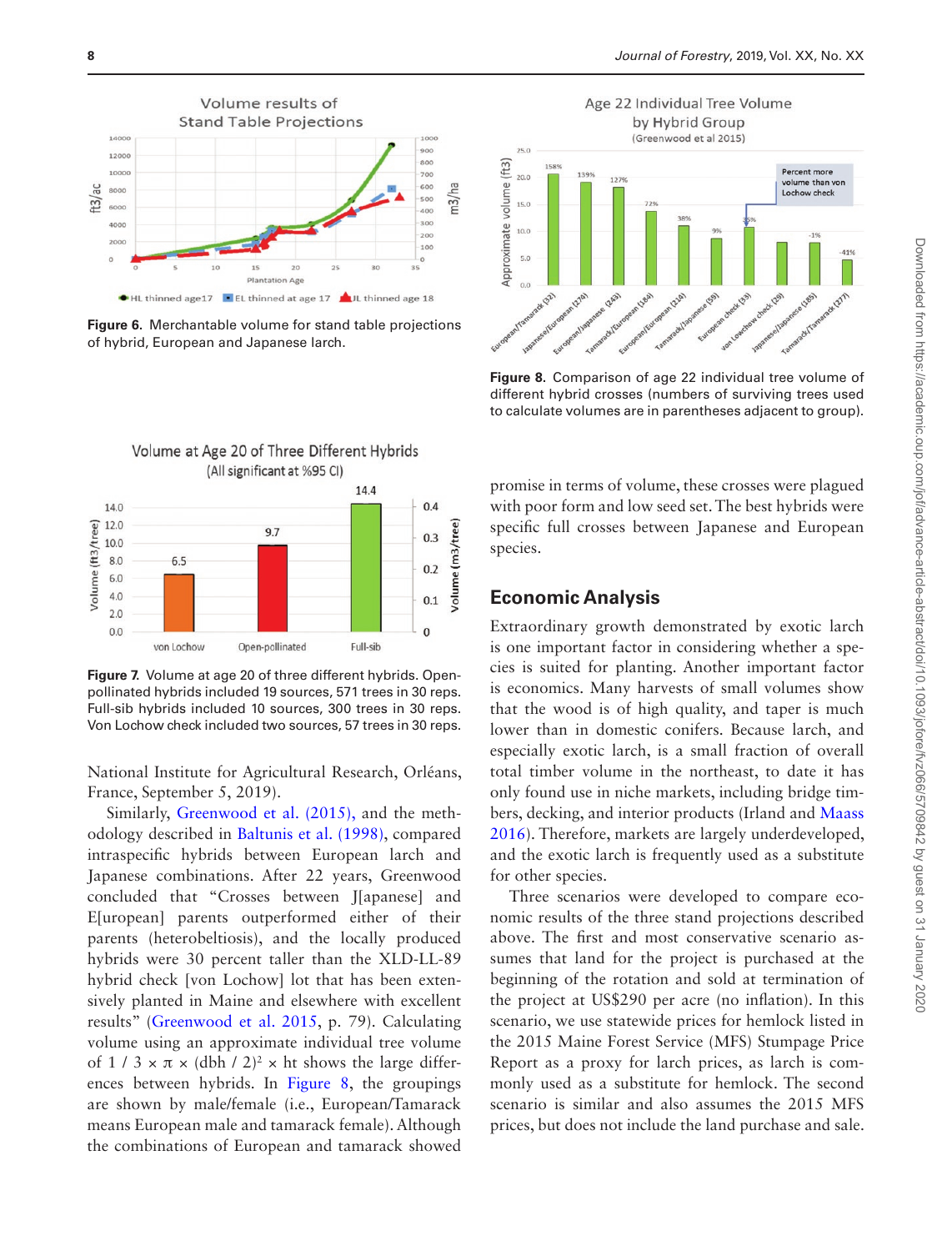Figure 6. Merchantable volume for stand table projections of hybrid, European and Japanese larch.

Figure 8. Comparison of age 22 individual tree volume of different hybrid crosses (numbers of surviving trees used to calculate volumes are in parentheses adjacent to group).

Figure 7. Volume at age 20 of three different hybrids. Open-pollinated hybrids included 19 sources, 571 trees in 30 reps. Full-sib hybrids included 10 sources, 300 trees in 30 reps. Von Lochow check included two sources, 57 trees in 30 reps.

National Institute for Agricultural Research, Orléans, France, September 5, 2019).

Similarly, Greenwood et al. (2015), and the methodology described in Baltunis et al. (1998), compared intraspecific hybrids between European larch and Japanese combinations. After 22 years, Greenwood concluded that "Crosses between J[apanese] and E[uropean] parents outperformed either of their parents (heterobeltiosis), and the locally produced hybrids were 30 percent taller than the XLD-LL-89 hybrid check [von Lochow] lot that has been extensively planted in Maine and elsewhere with excellent results" (Greenwood et al. 2015, p. 79). Calculating volume using an approximate individual tree volume of $1 / 3 \times \pi \times (\text{dbh} / 2)^2 \times \text{ht}$ shows the large differences between hybrids. In Figure 8, the groupings are shown by male/female (i.e., European/Tamarack means European male and tamarack female). Although the combinations of European and tamarack showed promise in terms of volume, these crosses were plagued with poor form and low seed set. The best hybrids were specific full crosses between Japanese and European species.

## Economic Analysis

Extraordinary growth demonstrated by exotic larch is one important factor in considering whether a species is suited for planting. Another important factor is economics. Many harvests of small volumes show that the wood is of high quality, and taper is much lower than in domestic conifers. Because larch, and especially exotic larch, is a small fraction of overall total timber volume in the northeast, to date it has only found use in niche markets, including bridge timbers, decking, and interior products (Irland and Maass 2016). Therefore, markets are largely underdeveloped, and the exotic larch is frequently used as a substitute for other species.

Three scenarios were developed to compare economic results of the three stand projections described above. The first and most conservative scenario assumes that land for the project is purchased at the beginning of the rotation and sold at termination of the project at US$290 per acre (no inflation). In this scenario, we use statewide prices for hemlock listed in the 2015 Maine Forest Service (MFS) Stumpage Price Report as a proxy for larch prices, as larch is commonly used as a substitute for hemlock. The second scenario is similar and also assumes the 2015 MFS prices, but does not include the land purchase and sale.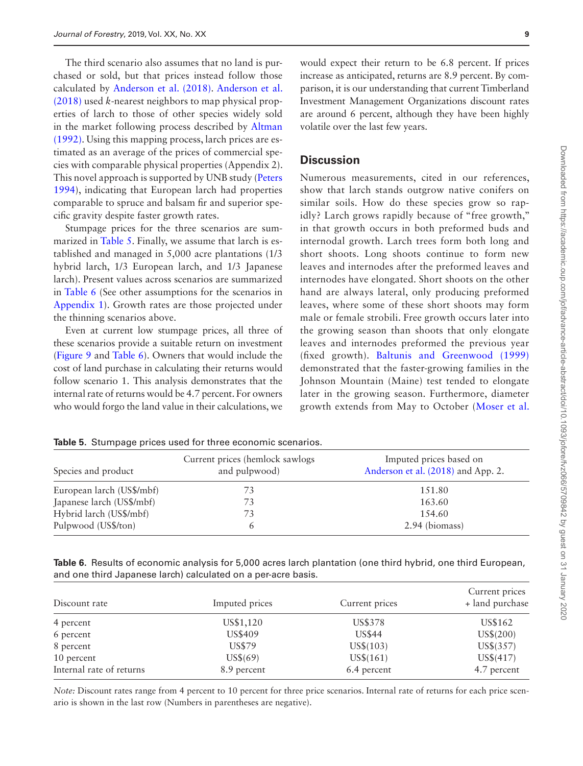The third scenario also assumes that no land is purchased or sold, but that prices instead follow those calculated by Anderson et al. (2018). Anderson et al. (2018) used *k*-nearest neighbors to map physical properties of larch to those of other species widely sold in the market following process described by Altman (1992). Using this mapping process, larch prices are estimated as an average of the prices of commercial species with comparable physical properties (Appendix 2). This novel approach is supported by UNB study (Peters 1994), indicating that European larch had properties comparable to spruce and balsam fir and superior specific gravity despite faster growth rates.

Stumpage prices for the three scenarios are summarized in Table 5. Finally, we assume that larch is established and managed in 5,000 acre plantations (1/3 hybrid larch, 1/3 European larch, and 1/3 Japanese larch). Present values across scenarios are summarized in Table 6 (See other assumptions for the scenarios in Appendix 1). Growth rates are those projected under the thinning scenarios above.

Even at current low stumpage prices, all three of these scenarios provide a suitable return on investment (Figure 9 and Table 6). Owners that would include the cost of land purchase in calculating their returns would follow scenario 1. This analysis demonstrates that the internal rate of returns would be 4.7 percent. For owners who would forgo the land value in their calculations, we would expect their return to be 6.8 percent. If prices increase as anticipated, returns are 8.9 percent. By comparison, it is our understanding that current Timberland Investment Management Organizations discount rates are around 6 percent, although they have been highly volatile over the last few years.

## Discussion

Numerous measurements, cited in our references, show that larch stands outgrow native conifers on similar soils. How do these species grow so rapidly? Larch grows rapidly because of "free growth," in that growth occurs in both preformed buds and internodal growth. Larch trees form both long and short shoots. Long shoots continue to form new leaves and internodes after the preformed leaves and internodes have elongated. Short shoots on the other hand are always lateral, only producing preformed leaves, where some of these short shoots may form male or female strobili. Free growth occurs later into the growing season than shoots that only elongate leaves and internodes preformed the previous year (fixed growth). Baltunis and Greenwood (1999) demonstrated that the faster-growing families in the Johnson Mountain (Maine) test tended to elongate later in the growing season. Furthermore, diameter growth extends from May to October (Moser et al.

**Table 5.** Stumpage prices used for three economic scenarios.

| Species and product | Current prices (hemlock sawlogs and pulpwood) | Imputed prices based on Anderson et al. (2018) and App. 2. |
|---|---|---|
| European larch (US$/mbf) | 73 | 151.80 |
| Japanese larch (US$/mbf) | 73 | 163.60 |
| Hybrid larch (US$/mbf) | 73 | 154.60 |
| Pulpwood (US$/ton) | 6 | 2.94 (biomass) |

**Table 6.** Results of economic analysis for 5,000 acres larch plantation (one third hybrid, one third European, and one third Japanese larch) calculated on a per-acre basis.

| Discount rate | Imputed prices | Current prices | Current prices + land purchase |
|---|---|---|---|
| 4 percent | US$1,120 | US$378 | US$162 |
| 6 percent | US$409 | US$44 | US$(200) |
| 8 percent | US$79 | US$(103) | US$(357) |
| 10 percent | US$(69) | US$(161) | US$(417) |
| Internal rate of returns | 8.9 percent | 6.4 percent | 4.7 percent |

*Note:* Discount rates range from 4 percent to 10 percent for three price scenarios. Internal rate of returns for each price scenario is shown in the last row (Numbers in parentheses are negative).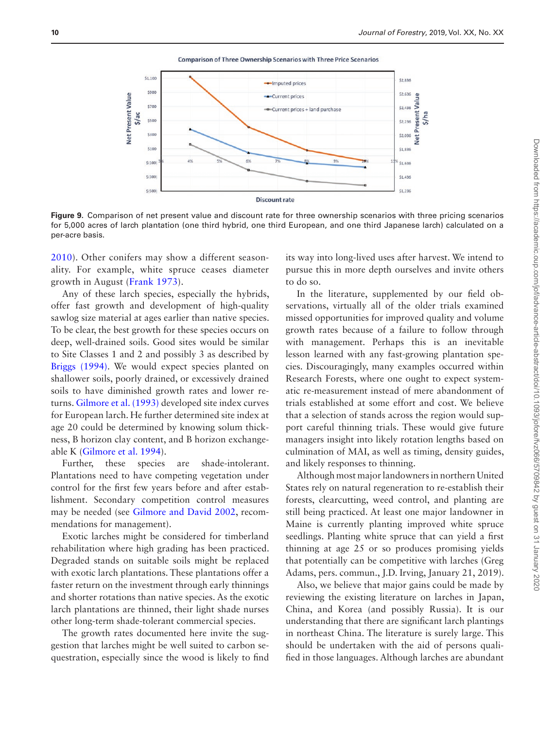Comparison of Three Ownership Scenarios with Three Price Scenarios

Figure 9. Comparison of net present value and discount rate for three ownership scenarios with three pricing scenarios for 5,000 acres of larch plantation (one third hybrid, one third European, and one third Japanese larch) calculated on a per-acre basis.

2010). Other conifers may show a different seasonality. For example, white spruce ceases diameter growth in August (Frank 1973).

Any of these larch species, especially the hybrids, offer fast growth and development of high-quality sawlog size material at ages earlier than native species. To be clear, the best growth for these species occurs on deep, well-drained soils. Good sites would be similar to Site Classes 1 and 2 and possibly 3 as described by Briggs (1994). We would expect species planted on shallower soils, poorly drained, or excessively drained soils to have diminished growth rates and lower returns. Gilmore et al. (1993) developed site index curves for European larch. He further determined site index at age 20 could be determined by knowing solum thickness, B horizon clay content, and B horizon exchangeable K (Gilmore et al. 1994).

Further, these species are shade-intolerant. Plantations need to have competing vegetation under control for the first few years before and after establishment. Secondary competition control measures may be needed (see Gilmore and David 2002, recommendations for management).

Exotic larches might be considered for timberland rehabilitation where high grading has been practiced. Degraded stands on suitable soils might be replaced with exotic larch plantations. These plantations offer a faster return on the investment through early thinnings and shorter rotations than native species. As the exotic larch plantations are thinned, their light shade nurses other long-term shade-tolerant commercial species.

The growth rates documented here invite the suggestion that larches might be well suited to carbon sequestration, especially since the wood is likely to find its way into long-lived uses after harvest. We intend to pursue this in more depth ourselves and invite others to do so.

In the literature, supplemented by our field observations, virtually all of the older trials examined missed opportunities for improved quality and volume growth rates because of a failure to follow through with management. Perhaps this is an inevitable lesson learned with any fast-growing plantation species. Discouragingly, many examples occurred within Research Forests, where one ought to expect systematic re-measurement instead of mere abandonment of trials established at some effort and cost. We believe that a selection of stands across the region would support careful thinning trials. These would give future managers insight into likely rotation lengths based on culmination of MAI, as well as timing, density guides, and likely responses to thinning.

Although most major landowners in northern United States rely on natural regeneration to re-establish their forests, clearcutting, weed control, and planting are still being practiced. At least one major landowner in Maine is currently planting improved white spruce seedlings. Planting white spruce that can yield a first thinning at age 25 or so produces promising yields that potentially can be competitive with larches (Greg Adams, pers. commun., J.D. Irving, January 21, 2019).

Also, we believe that major gains could be made by reviewing the existing literature on larches in Japan, China, and Korea (and possibly Russia). It is our understanding that there are significant larch plantings in northeast China. The literature is surely large. This should be undertaken with the aid of persons qualified in those languages. Although larches are abundant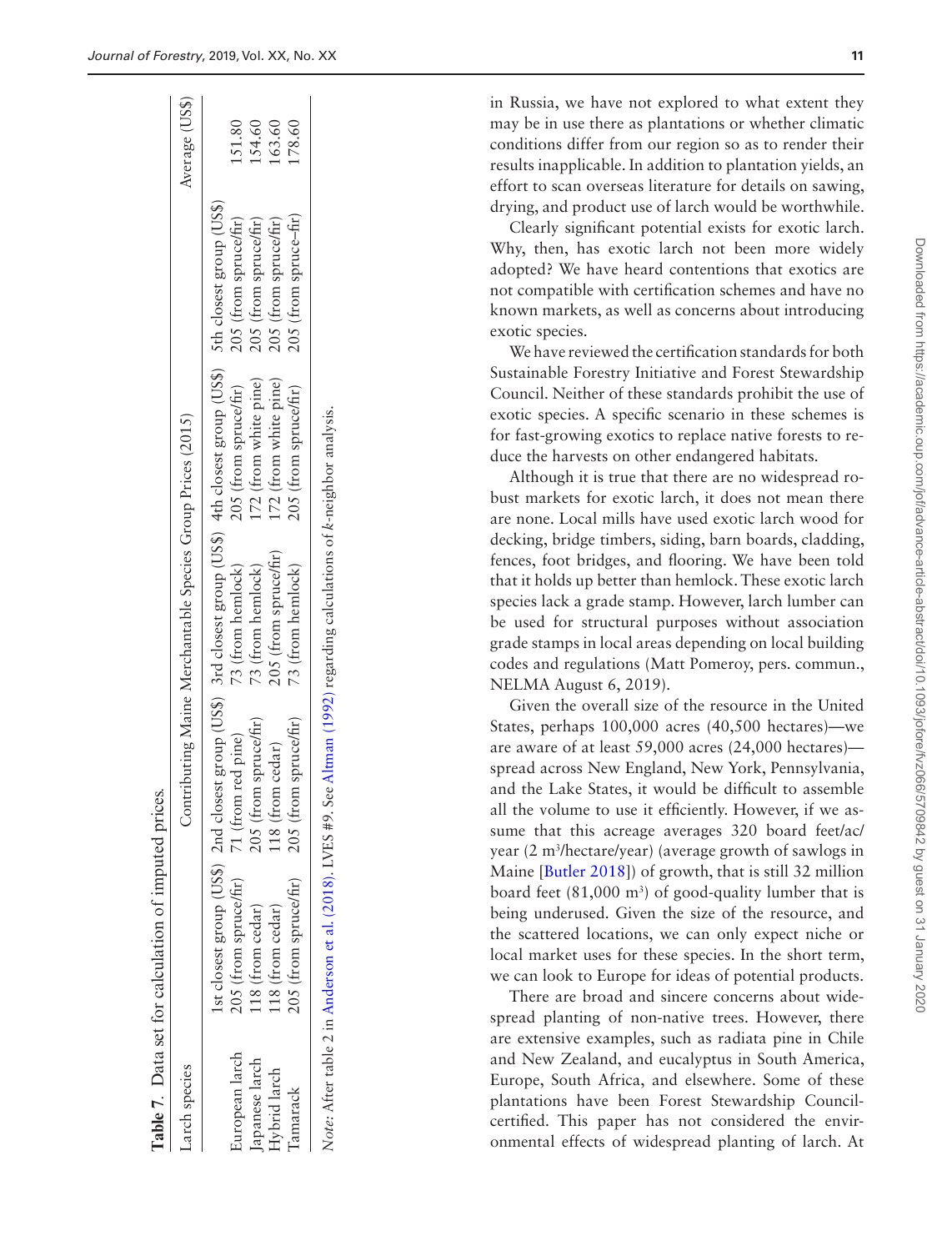**Table 7.** Data set for calculation of imputed prices.

| Larch species | Contributing Maine Merchantable Species Group Prices (2015) | | | | | Average (US$) |
|---|---|---|---|---|---|---|
| | 1st closest group (US$) | 2nd closest group (US$) | 3rd closest group (US$) | 4th closest group (US$) | 5th closest group (US$) | |
| European larch | 205 (from spruce/fir) | 71 (from red pine) | 73 (from hemlock) | 205 (from spruce/fir) | 205 (from spruce/fir) | 151.80 |
| Japanese larch | 118 (from cedar) | 205 (from spruce/fir) | 73 (from hemlock) | 172 (from white pine) | 205 (from spruce/fir) | 154.60 |
| Hybrid larch | 118 (from cedar) | 118 (from cedar) | 205 (from spruce/fir) | 172 (from white pine) | 205 (from spruce/fir) | 163.60 |
| Tamarack | 205 (from spruce/fir) | 205 (from spruce/fir) | 73 (from hemlock) | 205 (from spruce/fir) | 205 (from spruce–fir) | 178.60 |

*Note:* After table 2 in Anderson et al. (2018). LVES #9. See Altman (1992) regarding calculations of *k*-neighbor analysis.

in Russia, we have not explored to what extent they may be in use there as plantations or whether climatic conditions differ from our region so as to render their results inapplicable. In addition to plantation yields, an effort to scan overseas literature for details on sawing, drying, and product use of larch would be worthwhile.

Clearly significant potential exists for exotic larch. Why, then, has exotic larch not been more widely adopted? We have heard contentions that exotics are not compatible with certification schemes and have no known markets, as well as concerns about introducing exotic species.

We have reviewed the certification standards for both Sustainable Forestry Initiative and Forest Stewardship Council. Neither of these standards prohibit the use of exotic species. A specific scenario in these schemes is for fast-growing exotics to replace native forests to reduce the harvests on other endangered habitats.

Although it is true that there are no widespread robust markets for exotic larch, it does not mean there are none. Local mills have used exotic larch wood for decking, bridge timbers, siding, barn boards, cladding, fences, foot bridges, and flooring. We have been told that it holds up better than hemlock. These exotic larch species lack a grade stamp. However, larch lumber can be used for structural purposes without association grade stamps in local areas depending on local building codes and regulations (Matt Pomeroy, pers. commun., NELMA August 6, 2019).

Given the overall size of the resource in the United States, perhaps 100,000 acres (40,500 hectares)—we are aware of at least 59,000 acres (24,000 hectares)—spread across New England, New York, Pennsylvania, and the Lake States, it would be difficult to assemble all the volume to use it efficiently. However, if we assume that this acreage averages 320 board feet/ac/year (2 m$^3$/hectare/year) (average growth of sawlogs in Maine [Butler 2018]) of growth, that is still 32 million board feet (81,000 m$^3$) of good-quality lumber that is being underused. Given the size of the resource, and the scattered locations, we can only expect niche or local market uses for these species. In the short term, we can look to Europe for ideas of potential products.

There are broad and sincere concerns about widespread planting of non-native trees. However, there are extensive examples, such as radiata pine in Chile and New Zealand, and eucalyptus in South America, Europe, South Africa, and elsewhere. Some of these plantations have been Forest Stewardship Council-certified. This paper has not considered the environmental effects of widespread planting of larch. At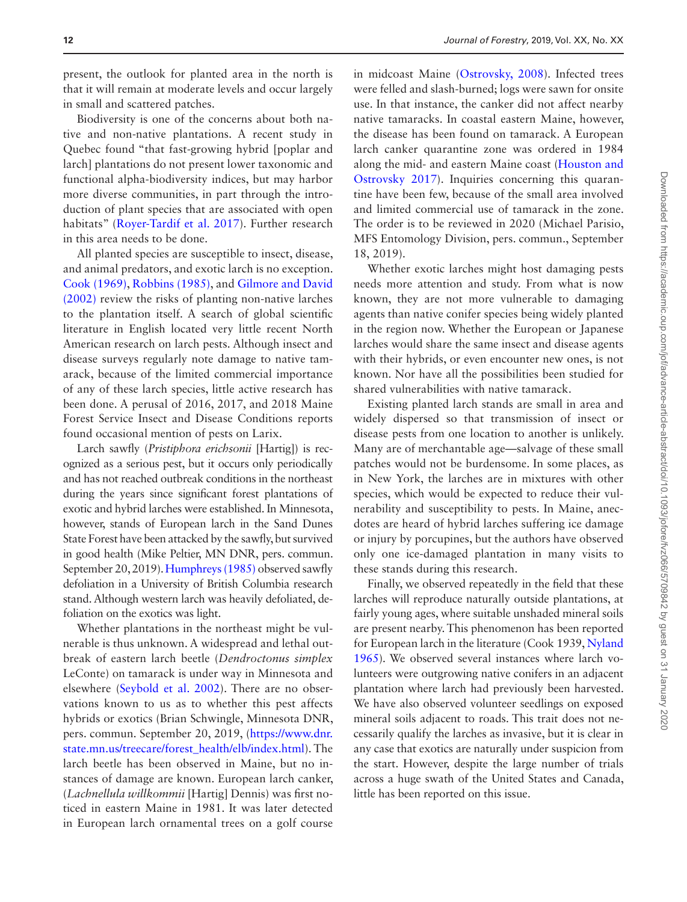present, the outlook for planted area in the north is that it will remain at moderate levels and occur largely in small and scattered patches.

Biodiversity is one of the concerns about both native and non-native plantations. A recent study in Quebec found "that fast-growing hybrid [poplar and larch] plantations do not present lower taxonomic and functional alpha-biodiversity indices, but may harbor more diverse communities, in part through the introduction of plant species that are associated with open habitats" (Royer-Tardif et al. 2017). Further research in this area needs to be done.

All planted species are susceptible to insect, disease, and animal predators, and exotic larch is no exception. Cook (1969), Robbins (1985), and Gilmore and David (2002) review the risks of planting non-native larches to the plantation itself. A search of global scientific literature in English located very little recent North American research on larch pests. Although insect and disease surveys regularly note damage to native tamarack, because of the limited commercial importance of any of these larch species, little active research has been done. A perusal of 2016, 2017, and 2018 Maine Forest Service Insect and Disease Conditions reports found occasional mention of pests on Larix.

Larch sawfly (*Pristiphora erichsonii* [Hartig]) is recognized as a serious pest, but it occurs only periodically and has not reached outbreak conditions in the northeast during the years since significant forest plantations of exotic and hybrid larches were established. In Minnesota, however, stands of European larch in the Sand Dunes State Forest have been attacked by the sawfly, but survived in good health (Mike Peltier, MN DNR, pers. commun. September 20, 2019). Humphreys (1985) observed sawfly defoliation in a University of British Columbia research stand. Although western larch was heavily defoliated, defoliation on the exotics was light.

Whether plantations in the northeast might be vulnerable is thus unknown. A widespread and lethal outbreak of eastern larch beetle (*Dendroctonus simplex* LeConte) on tamarack is under way in Minnesota and elsewhere (Seybold et al. 2002). There are no observations known to us as to whether this pest affects hybrids or exotics (Brian Schwingle, Minnesota DNR, pers. commun. September 20, 2019, (https://www.dnr.state.mn.us/treecare/forest_health/elb/index.html). The larch beetle has been observed in Maine, but no instances of damage are known. European larch canker, (*Lachnellula willkommii* [Hartig] Dennis) was first noticed in eastern Maine in 1981. It was later detected in European larch ornamental trees on a golf course in midcoast Maine (Ostrovsky, 2008). Infected trees were felled and slash-burned; logs were sawn for onsite use. In that instance, the canker did not affect nearby native tamaracks. In coastal eastern Maine, however, the disease has been found on tamarack. A European larch canker quarantine zone was ordered in 1984 along the mid- and eastern Maine coast (Houston and Ostrovsky 2017). Inquiries concerning this quarantine have been few, because of the small area involved and limited commercial use of tamarack in the zone. The order is to be reviewed in 2020 (Michael Parisio, MFS Entomology Division, pers. commun., September 18, 2019).

Whether exotic larches might host damaging pests needs more attention and study. From what is now known, they are not more vulnerable to damaging agents than native conifer species being widely planted in the region now. Whether the European or Japanese larches would share the same insect and disease agents with their hybrids, or even encounter new ones, is not known. Nor have all the possibilities been studied for shared vulnerabilities with native tamarack.

Existing planted larch stands are small in area and widely dispersed so that transmission of insect or disease pests from one location to another is unlikely. Many are of merchantable age—salvage of these small patches would not be burdensome. In some places, as in New York, the larches are in mixtures with other species, which would be expected to reduce their vulnerability and susceptibility to pests. In Maine, anecdotes are heard of hybrid larches suffering ice damage or injury by porcupines, but the authors have observed only one ice-damaged plantation in many visits to these stands during this research.

Finally, we observed repeatedly in the field that these larches will reproduce naturally outside plantations, at fairly young ages, where suitable unshaded mineral soils are present nearby. This phenomenon has been reported for European larch in the literature (Cook 1939, Nyland 1965). We observed several instances where larch volunteers were outgrowing native conifers in an adjacent plantation where larch had previously been harvested. We have also observed volunteer seedlings on exposed mineral soils adjacent to roads. This trait does not necessarily qualify the larches as invasive, but it is clear in any case that exotics are naturally under suspicion from the start. However, despite the large number of trials across a huge swath of the United States and Canada, little has been reported on this issue.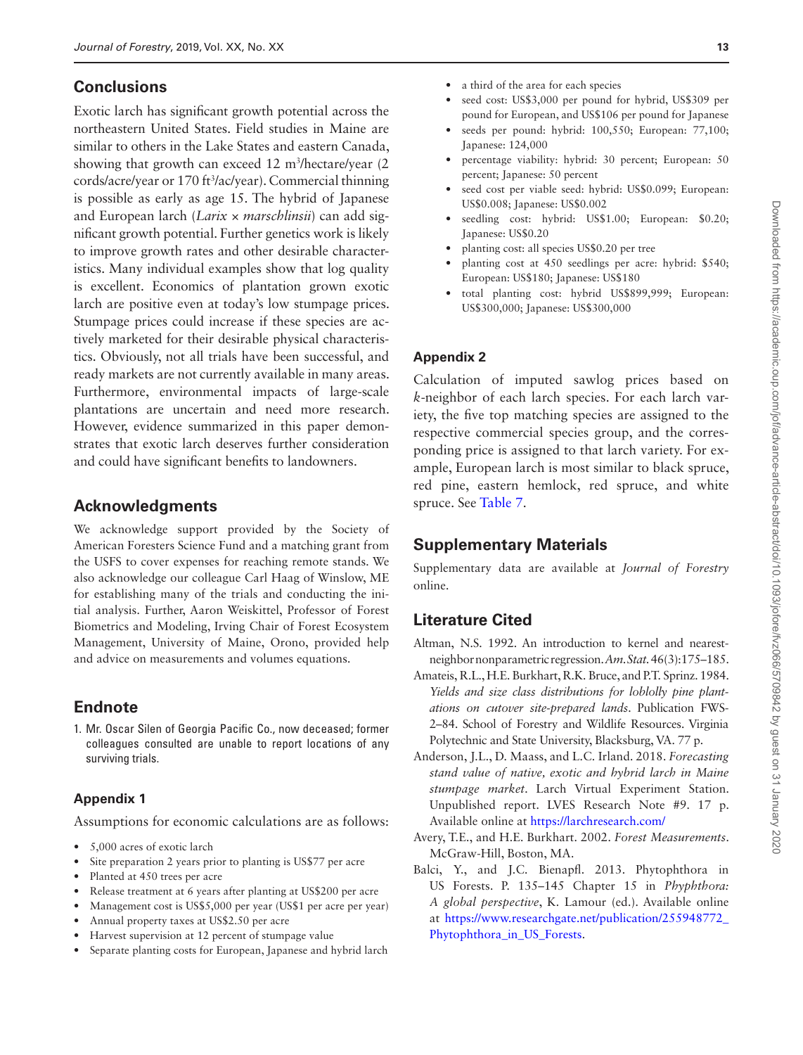## Conclusions

Exotic larch has significant growth potential across the northeastern United States. Field studies in Maine are similar to others in the Lake States and eastern Canada, showing that growth can exceed 12 $m^3$/hectare/year (2 cords/acre/year or 170 $ft^3$/ac/year). Commercial thinning is possible as early as age 15. The hybrid of Japanese and European larch (*Larix* × *marschlinsii*) can add significant growth potential. Further genetics work is likely to improve growth rates and other desirable characteristics. Many individual examples show that log quality is excellent. Economics of plantation grown exotic larch are positive even at today's low stumpage prices. Stumpage prices could increase if these species are actively marketed for their desirable physical characteristics. Obviously, not all trials have been successful, and ready markets are not currently available in many areas. Furthermore, environmental impacts of large-scale plantations are uncertain and need more research. However, evidence summarized in this paper demonstrates that exotic larch deserves further consideration and could have significant benefits to landowners.

## Acknowledgments

We acknowledge support provided by the Society of American Foresters Science Fund and a matching grant from the USFS to cover expenses for reaching remote stands. We also acknowledge our colleague Carl Haag of Winslow, ME for establishing many of the trials and conducting the initial analysis. Further, Aaron Weiskittel, Professor of Forest Biometrics and Modeling, Irving Chair of Forest Ecosystem Management, University of Maine, Orono, provided help and advice on measurements and volumes equations.

## Endnote

1. Mr. Oscar Silen of Georgia Pacific Co., now deceased; former colleagues consulted are unable to report locations of any surviving trials.

### Appendix 1

Assumptions for economic calculations are as follows:

- 5,000 acres of exotic larch
- Site preparation 2 years prior to planting is US$77 per acre
- Planted at 450 trees per acre
- Release treatment at 6 years after planting at US$200 per acre
- Management cost is US$5,000 per year (US$1 per acre per year)
- Annual property taxes at US$2.50 per acre
- Harvest supervision at 12 percent of stumpage value
- Separate planting costs for European, Japanese and hybrid larch
- a third of the area for each species
- seed cost: US$3,000 per pound for hybrid, US$309 per pound for European, and US$106 per pound for Japanese
- seeds per pound: hybrid: 100,550; European: 77,100; Japanese: 124,000
- percentage viability: hybrid: 30 percent; European: 50 percent; Japanese: 50 percent
- seed cost per viable seed: hybrid: US$0.099; European: US$0.008; Japanese: US$0.002
- seedling cost: hybrid: US$1.00; European: $0.20; Japanese: US$0.20
- planting cost: all species US$0.20 per tree
- planting cost at 450 seedlings per acre: hybrid: $540; European: US$180; Japanese: US$180
- total planting cost: hybrid US$899,999; European: US$300,000; Japanese: US$300,000

### Appendix 2

Calculation of imputed sawlog prices based on *k*-neighbor of each larch species. For each larch variety, the five top matching species are assigned to the respective commercial species group, and the corresponding price is assigned to that larch variety. For example, European larch is most similar to black spruce, red pine, eastern hemlock, red spruce, and white spruce. See Table 7.

## Supplementary Materials

Supplementary data are available at *Journal of Forestry* online.

## Literature Cited

Altman, N.S. 1992. An introduction to kernel and nearest-neighbor nonparametric regression. *Am. Stat.* 46(3):175–185.

Amateis, R.L., H.E. Burkhart, R.K. Bruce, and P.T. Sprinz. 1984. *Yields and size class distributions for loblolly pine plantations on cutover site-prepared lands*. Publication FWS-2–84. School of Forestry and Wildlife Resources. Virginia Polytechnic and State University, Blacksburg, VA. 77 p.

Anderson, J.L., D. Maass, and L.C. Irland. 2018. *Forecasting stand value of native, exotic and hybrid larch in Maine stumpage market*. Larch Virtual Experiment Station. Unpublished report. LVES Research Note #9. 17 p. Available online at https://larchresearch.com/

Avery, T.E., and H.E. Burkhart. 2002. *Forest Measurements*. McGraw-Hill, Boston, MA.

Balci, Y., and J.C. Bienapfl. 2013. Phytophthora in US Forests. P. 135–145 Chapter 15 in *Phyphthora: A global perspective*, K. Lamour (ed.). Available online at https://www.researchgate.net/publication/255948772_Phytophthora_in_US_Forests.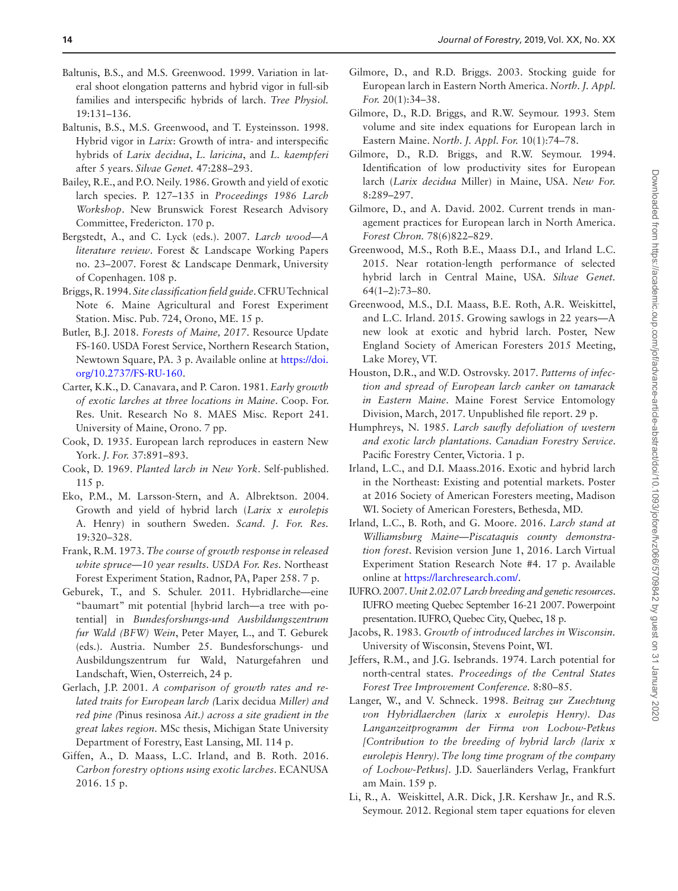Baltunis, B.S., and M.S. Greenwood. 1999. Variation in lateral shoot elongation patterns and hybrid vigor in full-sib families and interspecific hybrids of larch. *Tree Physiol.* 19:131–136.

Baltunis, B.S., M.S. Greenwood, and T. Eysteinsson. 1998. Hybrid vigor in *Larix*: Growth of intra- and interspecific hybrids of *Larix decidua*, *L. laricina*, and *L. kaempferi* after 5 years. *Silvae Genet.* 47:288–293.

Bailey, R.E., and P.O. Neily. 1986. Growth and yield of exotic larch species. P. 127–135 in *Proceedings 1986 Larch Workshop*. New Brunswick Forest Research Advisory Committee, Fredericton. 170 p.

Bergstedt, A., and C. Lyck (eds.). 2007. *Larch wood—A literature review*. Forest & Landscape Working Papers no. 23–2007. Forest & Landscape Denmark, University of Copenhagen. 108 p.

Briggs, R. 1994. *Site classification field guide*. CFRU Technical Note 6. Maine Agricultural and Forest Experiment Station. Misc. Pub. 724, Orono, ME. 15 p.

Butler, B.J. 2018. *Forests of Maine, 2017*. Resource Update FS-160. USDA Forest Service, Northern Research Station, Newtown Square, PA. 3 p. Available online at https://doi.org/10.2737/FS-RU-160.

Carter, K.K., D. Canavara, and P. Caron. 1981. *Early growth of exotic larches at three locations in Maine*. Coop. For. Res. Unit. Research No 8. MAES Misc. Report 241. University of Maine, Orono. 7 pp.

Cook, D. 1935. European larch reproduces in eastern New York. *J. For.* 37:891–893.

Cook, D. 1969. *Planted larch in New York*. Self-published. 115 p.

Eko, P.M., M. Larsson-Stern, and A. Albrektson. 2004. Growth and yield of hybrid larch (*Larix x eurolepis* A. Henry) in southern Sweden. *Scand. J. For. Res.* 19:320–328.

Frank, R.M. 1973. *The course of growth response in released white spruce—10 year results. USDA For. Res.* Northeast Forest Experiment Station, Radnor, PA, Paper 258. 7 p.

Geburek, T., and S. Schuler. 2011. Hybridlarche—eine "baumart" mit potential [hybrid larch—a tree with potential] in *Bundesforshungs-und Ausbildungszentrum fur Wald (BFW) Wein*, Peter Mayer, L., and T. Geburek (eds.). Austria. Number 25. Bundesforschungs- und Ausbildungszentrum fur Wald, Naturgefahren und Landschaft, Wien, Osterreich, 24 p.

Gerlach, J.P. 2001. *A comparison of growth rates and related traits for European larch (*Larix decidua *Miller) and red pine (*Pinus resinosa *Ait.) across a site gradient in the great lakes region*. MSc thesis, Michigan State University Department of Forestry, East Lansing, MI. 114 p.

Giffen, A., D. Maass, L.C. Irland, and B. Roth. 2016. *Carbon forestry options using exotic larches*. ECANUSA 2016. 15 p.

Gilmore, D., and R.D. Briggs. 2003. Stocking guide for European larch in Eastern North America. *North. J. Appl. For.* 20(1):34–38.

Gilmore, D., R.D. Briggs, and R.W. Seymour. 1993. Stem volume and site index equations for European larch in Eastern Maine. *North. J. Appl. For.* 10(1):74–78.

Gilmore, D., R.D. Briggs, and R.W. Seymour. 1994. Identification of low productivity sites for European larch (*Larix decidua* Miller) in Maine, USA. *New For.* 8:289–297.

Gilmore, D., and A. David. 2002. Current trends in management practices for European larch in North America. *Forest Chron.* 78(6)822–829.

Greenwood, M.S., Roth B.E., Maass D.I., and Irland L.C. 2015. Near rotation-length performance of selected hybrid larch in Central Maine, USA. *Silvae Genet.* 64(1–2):73–80.

Greenwood, M.S., D.I. Maass, B.E. Roth, A.R. Weiskittel, and L.C. Irland. 2015. Growing sawlogs in 22 years—A new look at exotic and hybrid larch. Poster, New England Society of American Foresters 2015 Meeting, Lake Morey, VT.

Houston, D.R., and W.D. Ostrovsky. 2017. *Patterns of infection and spread of European larch canker on tamarack in Eastern Maine*. Maine Forest Service Entomology Division, March, 2017. Unpublished file report. 29 p.

Humphreys, N. 1985. *Larch sawfly defoliation of western and exotic larch plantations. Canadian Forestry Service*. Pacific Forestry Center, Victoria. 1 p.

Irland, L.C., and D.I. Maass.2016. Exotic and hybrid larch in the Northeast: Existing and potential markets. Poster at 2016 Society of American Foresters meeting, Madison WI. Society of American Foresters, Bethesda, MD.

Irland, L.C., B. Roth, and G. Moore. 2016. *Larch stand at Williamsburg Maine—Piscataquis county demonstration forest*. Revision version June 1, 2016. Larch Virtual Experiment Station Research Note #4. 17 p. Available online at https://larchresearch.com/.

IUFRO. 2007. *Unit 2.02.07 Larch breeding and genetic resources*. IUFRO meeting Quebec September 16-21 2007. Powerpoint presentation. IUFRO, Quebec City, Quebec, 18 p.

Jacobs, R. 1983. *Growth of introduced larches in Wisconsin*. University of Wisconsin, Stevens Point, WI.

Jeffers, R.M., and J.G. Isebrands. 1974. Larch potential for north-central states. *Proceedings of the Central States Forest Tree Improvement Conference*. 8:80–85.

Langer, W., and V. Schneck. 1998. *Beitrag zur Zuechtung von Hybridlaerchen (larix x eurolepis Henry). Das Langanzeitprogramm der Firma von Lochow-Petkus [Contribution to the breeding of hybrid larch (larix x eurolepis Henry). The long time program of the company of Lochow-Petkus]*. J.D. Sauerländers Verlag, Frankfurt am Main. 159 p.

Li, R., A. Weiskittel, A.R. Dick, J.R. Kershaw Jr., and R.S. Seymour. 2012. Regional stem taper equations for eleven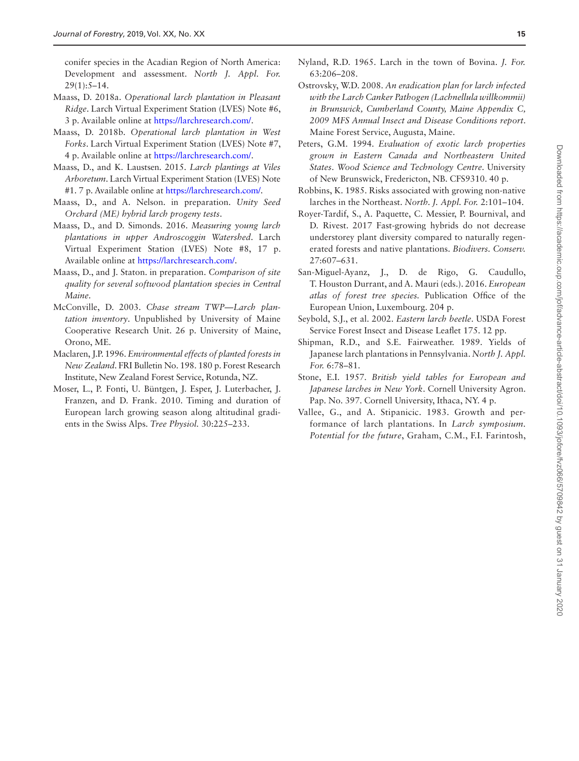conifer species in the Acadian Region of North America: Development and assessment. *North J. Appl. For.* 29(1):5–14.

Maass, D. 2018a. *Operational larch plantation in Pleasant Ridge*. Larch Virtual Experiment Station (LVES) Note #6, 3 p. Available online at https://larchresearch.com/.

Maass, D. 2018b. *Operational larch plantation in West Forks*. Larch Virtual Experiment Station (LVES) Note #7, 4 p. Available online at https://larchresearch.com/.

Maass, D., and K. Laustsen. 2015. *Larch plantings at Viles Arboretum*. Larch Virtual Experiment Station (LVES) Note #1. 7 p. Available online at https://larchresearch.com/.

Maass, D., and A. Nelson. in preparation. *Unity Seed Orchard (ME) hybrid larch progeny tests*.

Maass, D., and D. Simonds. 2016. *Measuring young larch plantations in upper Androscoggin Watershed*. Larch Virtual Experiment Station (LVES) Note #8, 17 p. Available online at https://larchresearch.com/.

Maass, D., and J. Staton. in preparation. *Comparison of site quality for several softwood plantation species in Central Maine*.

McConville, D. 2003. *Chase stream TWP—Larch plantation inventory*. Unpublished by University of Maine Cooperative Research Unit. 26 p. University of Maine, Orono, ME.

Maclaren, J.P. 1996. *Environmental effects of planted forests in New Zealand*. FRI Bulletin No. 198. 180 p. Forest Research Institute, New Zealand Forest Service, Rotunda, NZ.

Moser, L., P. Fonti, U. Büntgen, J. Esper, J. Luterbacher, J. Franzen, and D. Frank. 2010. Timing and duration of European larch growing season along altitudinal gradients in the Swiss Alps. *Tree Physiol.* 30:225–233.

Nyland, R.D. 1965. Larch in the town of Bovina. *J. For.* 63:206–208.

Ostrovsky, W.D. 2008. *An eradication plan for larch infected with the Larch Canker Pathogen (Lachnellula willkommii) in Brunswick, Cumberland County, Maine Appendix C, 2009 MFS Annual Insect and Disease Conditions report*. Maine Forest Service, Augusta, Maine.

Peters, G.M. 1994. *Evaluation of exotic larch properties grown in Eastern Canada and Northeastern United States*. *Wood Science and Technology Centre*. University of New Brunswick, Fredericton, NB. CFS9310. 40 p.

Robbins, K. 1985. Risks associated with growing non-native larches in the Northeast. *North. J. Appl. For.* 2:101–104.

Royer-Tardif, S., A. Paquette, C. Messier, P. Bournival, and D. Rivest. 2017 Fast-growing hybrids do not decrease understorey plant diversity compared to naturally regenerated forests and native plantations. *Biodivers. Conserv.* 27:607–631.

San-Miguel-Ayanz, J., D. de Rigo, G. Caudullo, T. Houston Durrant, and A. Mauri (eds.). 2016. *European atlas of forest tree species.* Publication Office of the European Union, Luxembourg. 204 p.

Seybold, S.J., et al. 2002. *Eastern larch beetle*. USDA Forest Service Forest Insect and Disease Leaflet 175. 12 pp.

Shipman, R.D., and S.E. Fairweather. 1989. Yields of Japanese larch plantations in Pennsylvania. *North J. Appl. For.* 6:78–81.

Stone, E.I. 1957. *British yield tables for European and Japanese larches in New York*. Cornell University Agron. Pap. No. 397. Cornell University, Ithaca, NY. 4 p.

Vallee, G., and A. Stipanicic. 1983. Growth and performance of larch plantations. In *Larch symposium. Potential for the future*, Graham, C.M., F.I. Farintosh,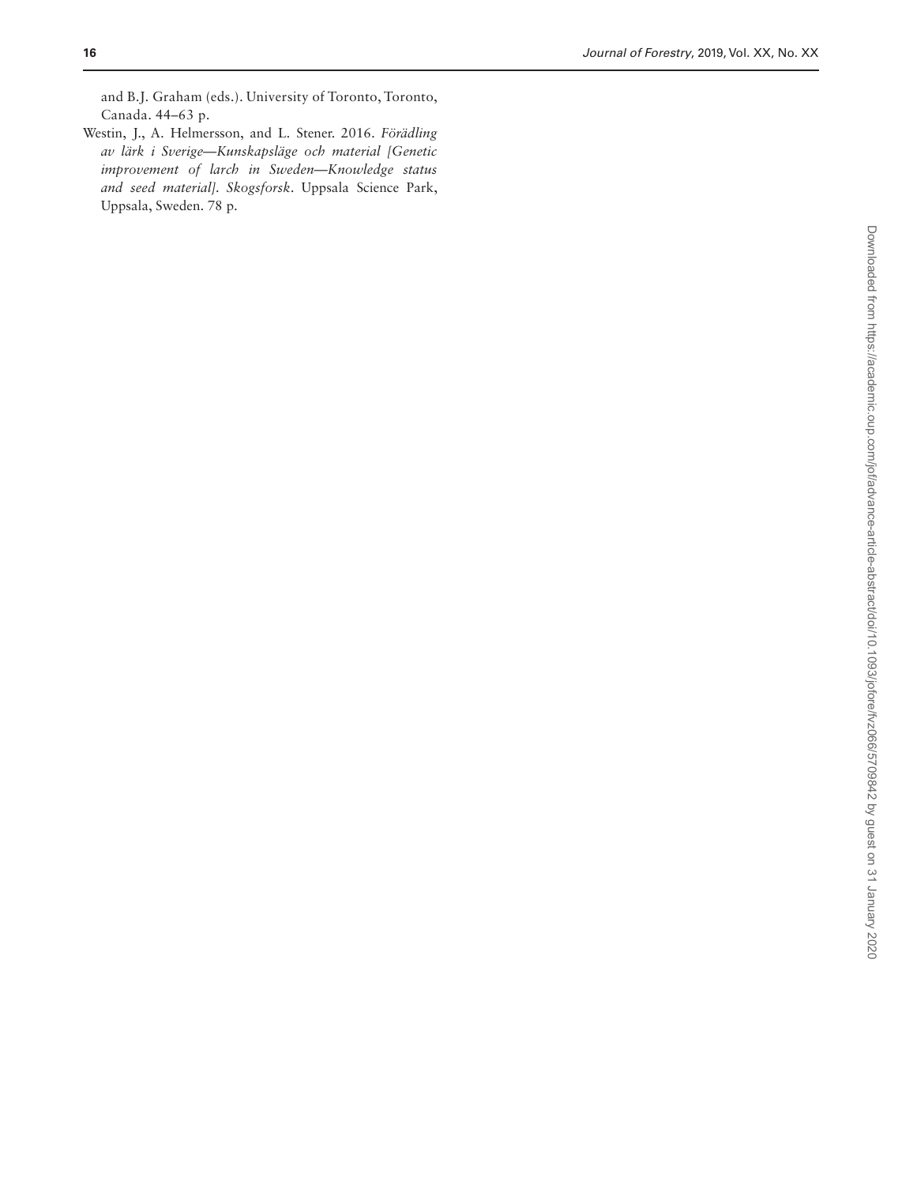and B.J. Graham (eds.). University of Toronto, Toronto, Canada. 44–63 p.

Westin, J., A. Helmersson, and L. Stener. 2016. *Förädling av lärk i Sverige—Kunskapsläge och material [Genetic improvement of larch in Sweden—Knowledge status and seed material]. Skogsforsk*. Uppsala Science Park, Uppsala, Sweden. 78 p.